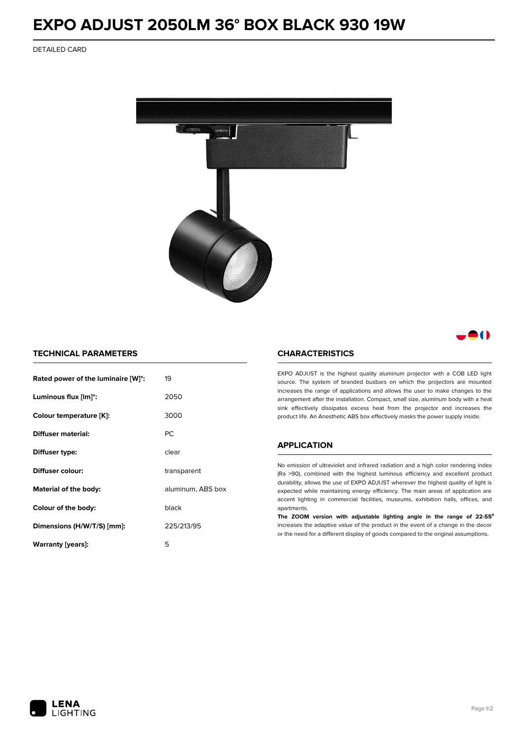# EXPO ADJUST 2050LM 36° BOX BLACK 930 19W

DETAILED CARD

## TECHNICAL PARAMETERS

| | |
|---|---|
| **Rated power of the luminaire [W]*:** | 19 |
| **Luminous flux [lm]*:** | 2050 |
| **Colour temperature [K]:** | 3000 |
| **Diffuser material:** | PC |
| **Diffuser type:** | clear |
| **Diffuser colour:** | transparent |
| **Material of the body:** | aluminum, ABS box |
| **Colour of the body:** | black |
| **Dimensions (H/W/T/S) [mm]:** | 225/213/95 |
| **Warranty [years]:** | 5 |

## CHARACTERISTICS

EXPO ADJUST is the highest quality aluminum projector with a COB LED light source. The system of branded busbars on which the projectors are mounted increases the range of applications and allows the user to make changes to the arrangement after the installation. Compact, small size, aluminum body with a heat sink effectively dissipates excess heat from the projector and increases the product life. An Anesthetic ABS box effectively masks the power supply inside.

## APPLICATION

No emission of ultraviolet and infrared radiation and a high color rendering index (Ra >90), combined with the highest luminous efficiency and excellent product durability, allows the use of EXPO ADJUST wherever the highest quality of light is expected while maintaining energy efficiency. The main areas of application are accent lighting in commercial facilities, museums, exhibition halls, offices, and apartments.

**The ZOOM version with adjustable lighting angle in the range of 22-55°** increases the adaptive value of the product in the event of a change in the decor or the need for a different display of goods compared to the original assumptions.

LENA LIGHTING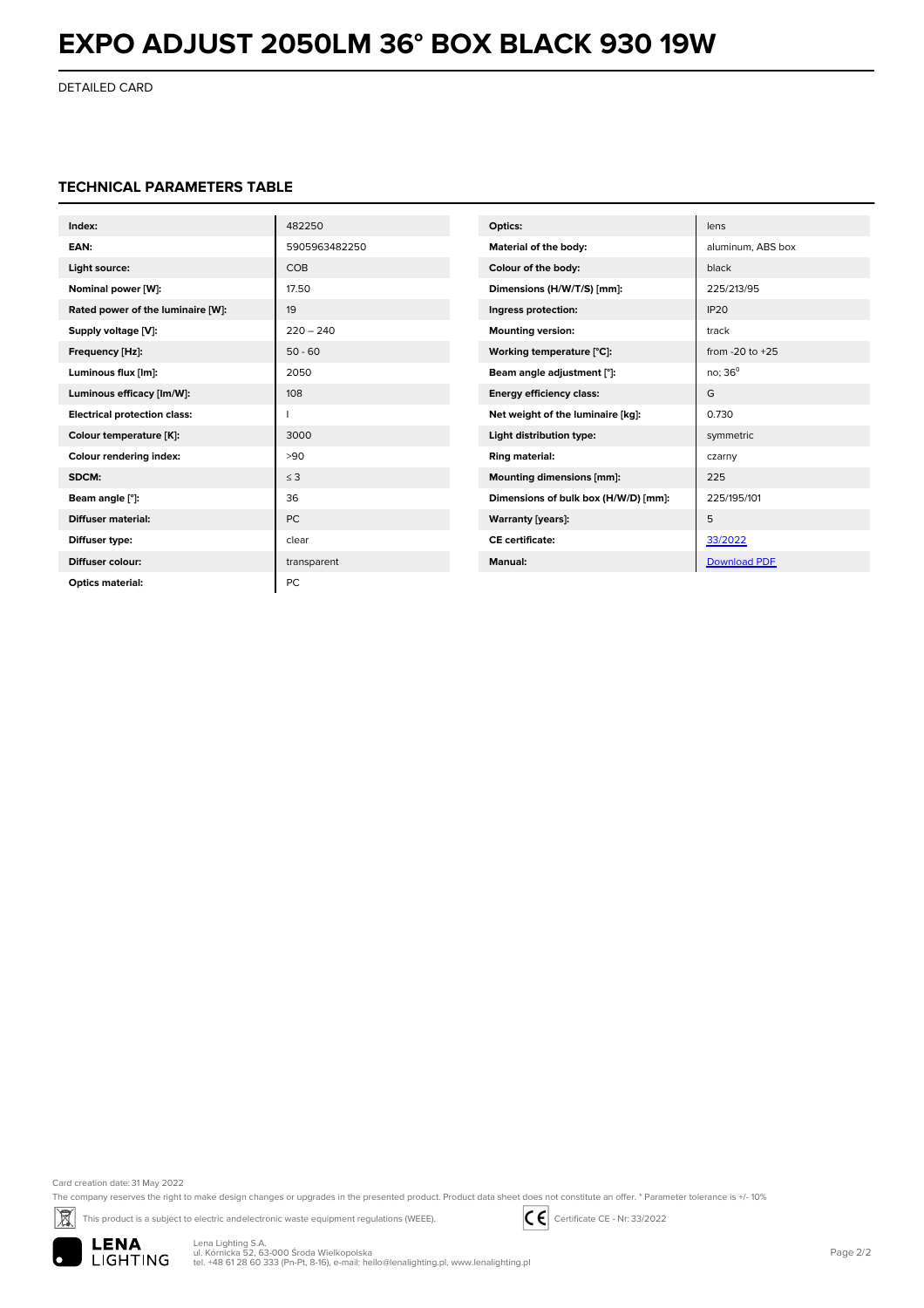# EXPO ADJUST 2050LM 36° BOX BLACK 930 19W

DETAILED CARD

### TECHNICAL PARAMETERS TABLE

| | |
|---|---|
| **Index:** | 482250 |
| **EAN:** | 5905963482250 |
| **Light source:** | COB |
| **Nominal power [W]:** | 17.50 |
| **Rated power of the luminaire [W]:** | 19 |
| **Supply voltage [V]:** | 220 – 240 |
| **Frequency [Hz]:** | 50 - 60 |
| **Luminous flux [lm]:** | 2050 |
| **Luminous efficacy [lm/W]:** | 108 |
| **Electrical protection class:** | I |
| **Colour temperature [K]:** | 3000 |
| **Colour rendering index:** | >90 |
| **SDCM:** | ≤ 3 |
| **Beam angle [°]:** | 36 |
| **Diffuser material:** | PC |
| **Diffuser type:** | clear |
| **Diffuser colour:** | transparent |
| **Optics material:** | PC |
| **Optics:** | lens |
| **Material of the body:** | aluminum, ABS box |
| **Colour of the body:** | black |
| **Dimensions (H/W/T/S) [mm]:** | 225/213/95 |
| **Ingress protection:** | IP20 |
| **Mounting version:** | track |
| **Working temperature [°C]:** | from -20 to +25 |
| **Beam angle adjustment [°]:** | no; 36° |
| **Energy efficiency class:** | G |
| **Net weight of the luminaire [kg]:** | 0.730 |
| **Light distribution type:** | symmetric |
| **Ring material:** | czarny |
| **Mounting dimensions [mm]:** | 225 |
| **Dimensions of bulk box (H/W/D) [mm]:** | 225/195/101 |
| **Warranty [years]:** | 5 |
| **CE certificate:** | 33/2022 |
| **Manual:** | Download PDF |

Card creation date: 31 May 2022

The company reserves the right to make design changes or upgrades in the presented product. Product data sheet does not constitute an offer. * Parameter tolerance is +/- 10%

This product is a subject to electric andelectronic waste equipment regulations (WEEE).

Certificate CE - Nr: 33/2022

LENA LIGHTING

Lena Lighting S.A.
ul. Kórnicka 52, 63-000 Środa Wielkopolska
tel. +48 61 28 60 333 (Pn-Pt, 8-16), e-mail: hello@lenalighting.pl, www.lenalighting.pl